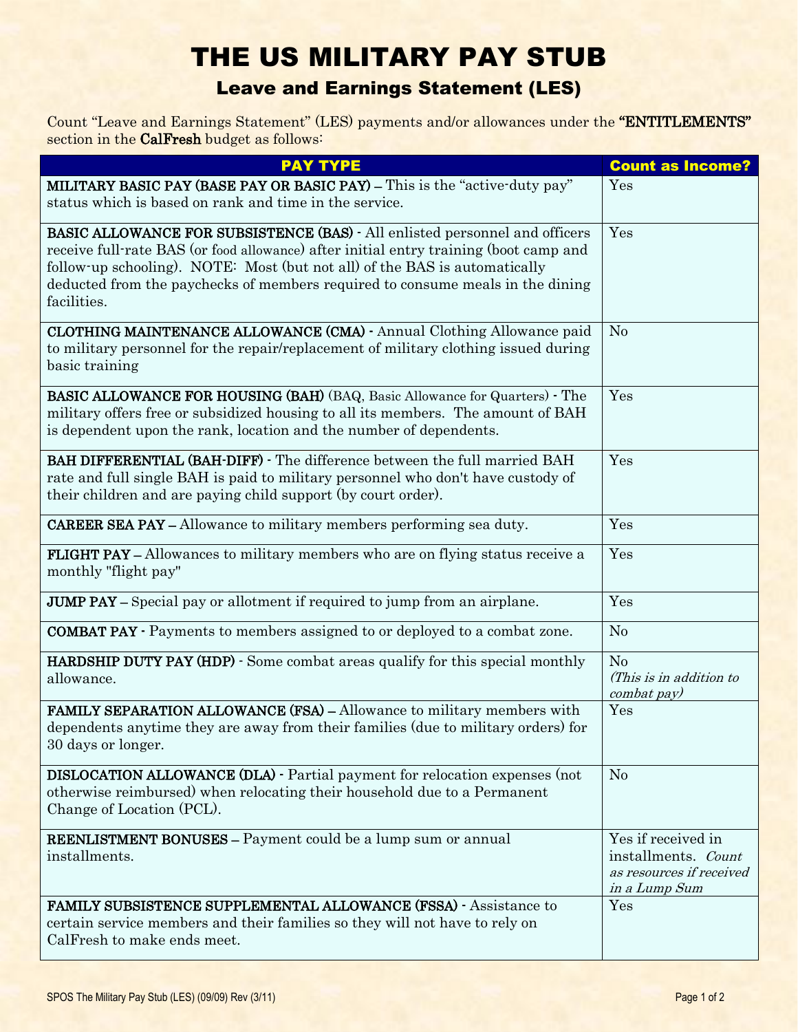# THE US MILITARY PAY STUB

## Leave and Earnings Statement (LES)

Count "Leave and Earnings Statement" (LES) payments and/or allowances under the **"ENTITLEMENTS"** section in the **CalFresh** budget as follows:

| PAY TYPE | Count as Income? |
|---|---|
| **MILITARY BASIC PAY (BASE PAY OR BASIC PAY) –** This is the "active-duty pay" status which is based on rank and time in the service. | Yes |
| **BASIC ALLOWANCE FOR SUBSISTENCE (BAS) -** All enlisted personnel and officers receive full-rate BAS (or food allowance) after initial entry training (boot camp and follow-up schooling). NOTE: Most (but not all) of the BAS is automatically deducted from the paychecks of members required to consume meals in the dining facilities. | Yes |
| **CLOTHING MAINTENANCE ALLOWANCE (CMA) -** Annual Clothing Allowance paid to military personnel for the repair/replacement of military clothing issued during basic training | No |
| **BASIC ALLOWANCE FOR HOUSING (BAH)** (BAQ, Basic Allowance for Quarters) **-** The military offers free or subsidized housing to all its members. The amount of BAH is dependent upon the rank, location and the number of dependents. | Yes |
| **BAH DIFFERENTIAL (BAH-DIFF) -** The difference between the full married BAH rate and full single BAH is paid to military personnel who don't have custody of their children and are paying child support (by court order). | Yes |
| **CAREER SEA PAY –** Allowance to military members performing sea duty. | Yes |
| **FLIGHT PAY –** Allowances to military members who are on flying status receive a monthly "flight pay" | Yes |
| **JUMP PAY –** Special pay or allotment if required to jump from an airplane. | Yes |
| **COMBAT PAY -** Payments to members assigned to or deployed to a combat zone. | No |
| **HARDSHIP DUTY PAY (HDP) -** Some combat areas qualify for this special monthly allowance. | No *(This is in addition to combat pay)* |
| **FAMILY SEPARATION ALLOWANCE (FSA) –** Allowance to military members with dependents anytime they are away from their families (due to military orders) for 30 days or longer. | Yes |
| **DISLOCATION ALLOWANCE (DLA) -** Partial payment for relocation expenses (not otherwise reimbursed) when relocating their household due to a Permanent Change of Location (PCL). | No |
| **REENLISTMENT BONUSES –** Payment could be a lump sum or annual installments. | Yes if received in installments. *Count as resources if received in a Lump Sum* |
| **FAMILY SUBSISTENCE SUPPLEMENTAL ALLOWANCE (FSSA) -** Assistance to certain service members and their families so they will not have to rely on CalFresh to make ends meet. | Yes |

SPOS The Military Pay Stub (LES) (09/09) Rev (3/11)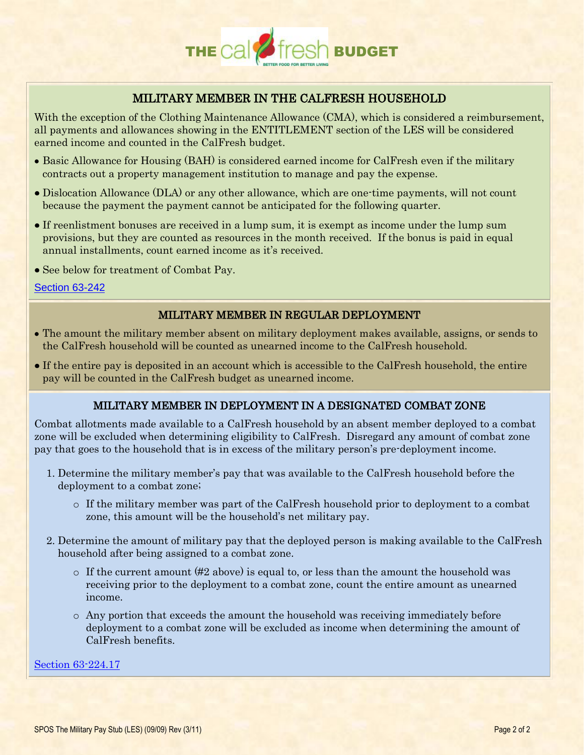# THE calfresh BUDGET

## MILITARY MEMBER IN THE CALFRESH HOUSEHOLD

With the exception of the Clothing Maintenance Allowance (CMA), which is considered a reimbursement, all payments and allowances showing in the ENTITLEMENT section of the LES will be considered earned income and counted in the CalFresh budget.

- Basic Allowance for Housing (BAH) is considered earned income for CalFresh even if the military contracts out a property management institution to manage and pay the expense.
- Dislocation Allowance (DLA) or any other allowance, which are one-time payments, will not count because the payment the payment cannot be anticipated for the following quarter.
- If reenlistment bonuses are received in a lump sum, it is exempt as income under the lump sum provisions, but they are counted as resources in the month received. If the bonus is paid in equal annual installments, count earned income as it's received.
- See below for treatment of Combat Pay.

Section 63-242

## MILITARY MEMBER IN REGULAR DEPLOYMENT

- The amount the military member absent on military deployment makes available, assigns, or sends to the CalFresh household will be counted as unearned income to the CalFresh household.
- If the entire pay is deposited in an account which is accessible to the CalFresh household, the entire pay will be counted in the CalFresh budget as unearned income.

## MILITARY MEMBER IN DEPLOYMENT IN A DESIGNATED COMBAT ZONE

Combat allotments made available to a CalFresh household by an absent member deployed to a combat zone will be excluded when determining eligibility to CalFresh. Disregard any amount of combat zone pay that goes to the household that is in excess of the military person's pre-deployment income.

1. Determine the military member's pay that was available to the CalFresh household before the deployment to a combat zone;
   - If the military member was part of the CalFresh household prior to deployment to a combat zone, this amount will be the household's net military pay.
2. Determine the amount of military pay that the deployed person is making available to the CalFresh household after being assigned to a combat zone.
   - If the current amount (#2 above) is equal to, or less than the amount the household was receiving prior to the deployment to a combat zone, count the entire amount as unearned income.
   - Any portion that exceeds the amount the household was receiving immediately before deployment to a combat zone will be excluded as income when determining the amount of CalFresh benefits.

Section 63-224.17

SPOS The Military Pay Stub (LES) (09/09) Rev (3/11)